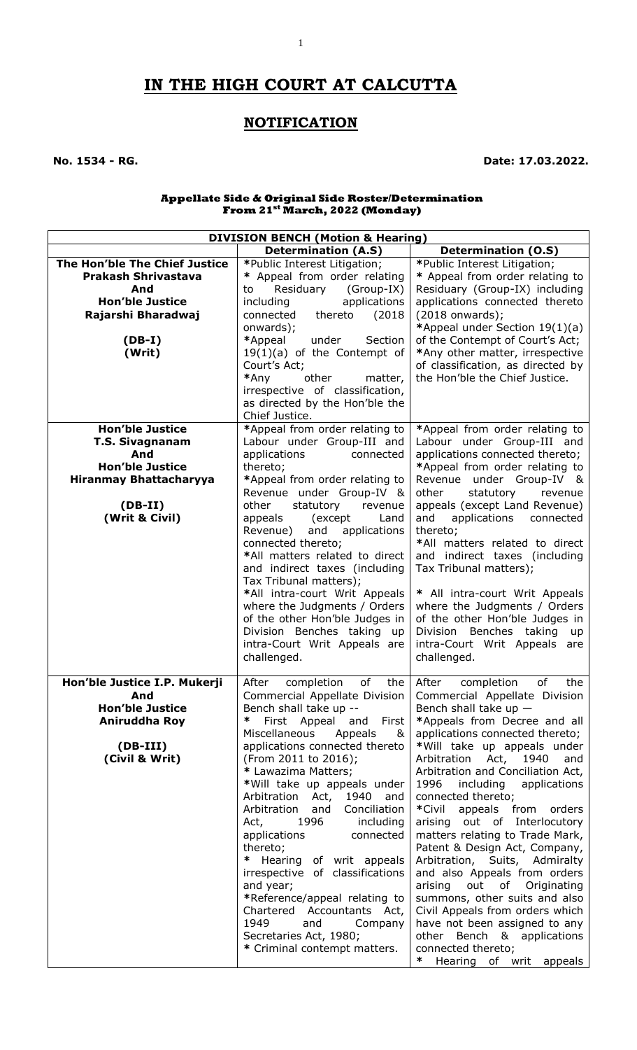# IN THE HIGH COURT AT CALCUTTA

## NOTIFICATION

**No. 1534 - RG.** **Date: 17.03.2022.**

**Appellate Side & Original Side Roster/Determination**
**From 21st March, 2022 (Monday)**

| DIVISION BENCH (Motion & Hearing) | | |
|---|---|---|
| | **Determination (A.S)** | **Determination (O.S)** |
| **The Hon'ble The Chief Justice Prakash Shrivastava And Hon'ble Justice Rajarshi Bharadwaj**<br><br>**(DB-I)**<br>**(Writ)** | *Public Interest Litigation;<br>* Appeal from order relating to Residuary (Group-IX) including applications connected thereto (2018 onwards);<br>*Appeal under Section 19(1)(a) of the Contempt of Court's Act;<br>*Any other matter, irrespective of classification, as directed by the Hon'ble the Chief Justice. | *Public Interest Litigation;<br>* Appeal from order relating to Residuary (Group-IX) including applications connected thereto (2018 onwards);<br>*Appeal under Section 19(1)(a) of the Contempt of Court's Act;<br>*Any other matter, irrespective of classification, as directed by the Hon'ble the Chief Justice. |
| **Hon'ble Justice T.S. Sivagnanam And Hon'ble Justice Hiranmay Bhattacharyya**<br><br>**(DB-II)**<br>**(Writ & Civil)** | *Appeal from order relating to Labour under Group-III and applications connected thereto;<br>*Appeal from order relating to Revenue under Group-IV & other statutory revenue appeals (except Land Revenue) and applications connected thereto;<br>*All matters related to direct and indirect taxes (including Tax Tribunal matters);<br>*All intra-court Writ Appeals where the Judgments / Orders of the other Hon'ble Judges in Division Benches taking up intra-Court Writ Appeals are challenged. | *Appeal from order relating to Labour under Group-III and applications connected thereto;<br>*Appeal from order relating to Revenue under Group-IV & other statutory revenue appeals (except Land Revenue) and applications connected thereto;<br>*All matters related to direct and indirect taxes (including Tax Tribunal matters);<br><br>* All intra-court Writ Appeals where the Judgments / Orders of the other Hon'ble Judges in Division Benches taking up intra-Court Writ Appeals are challenged. |
| **Hon'ble Justice I.P. Mukerji And Hon'ble Justice Aniruddha Roy**<br><br>**(DB-III)**<br>**(Civil & Writ)** | After completion of the Commercial Appellate Division Bench shall take up --<br>* First Appeal and First Miscellaneous Appeals & applications connected thereto (From 2011 to 2016);<br>* Lawazima Matters;<br>*Will take up appeals under Arbitration Act, 1940 and Arbitration and Conciliation Act, 1996 including applications connected thereto;<br>* Hearing of writ appeals irrespective of classifications and year;<br>*Reference/appeal relating to Chartered Accountants Act, 1949 and Company Secretaries Act, 1980;<br>* Criminal contempt matters. | After completion of the Commercial Appellate Division Bench shall take up —<br>*Appeals from Decree and all applications connected thereto;<br>*Will take up appeals under Arbitration Act, 1940 and Arbitration and Conciliation Act, 1996 including applications connected thereto;<br>*Civil appeals from orders arising out of Interlocutory matters relating to Trade Mark, Patent & Design Act, Company, Arbitration, Suits, Admiralty and also Appeals from orders arising out of Originating summons, other suits and also Civil Appeals from orders which have not been assigned to any other Bench & applications connected thereto;<br>* Hearing of writ appeals |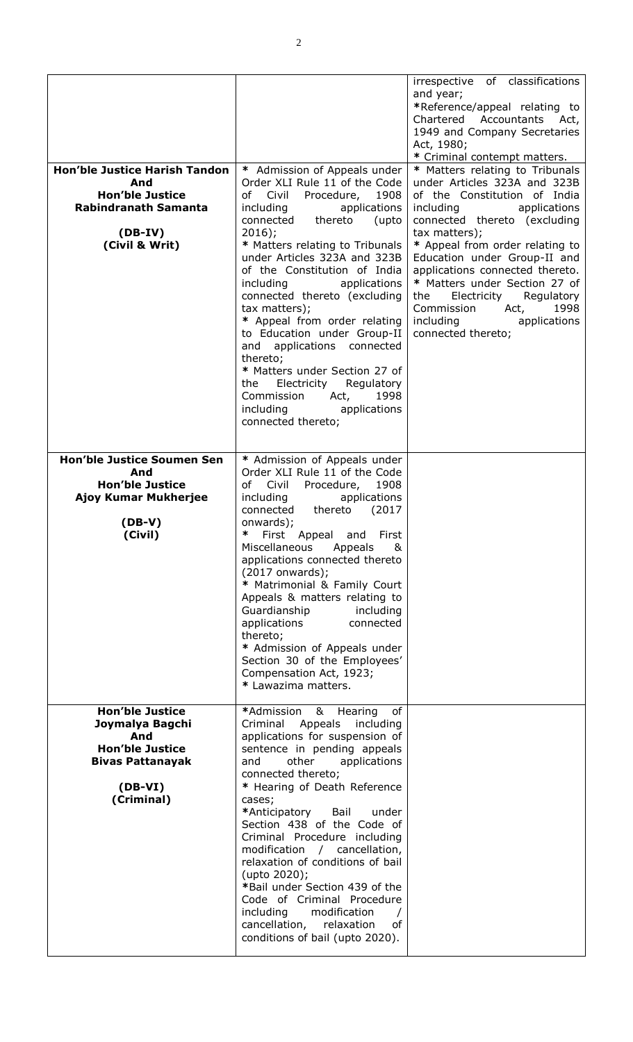| | | |
|---|---|---|
| | | irrespective of classifications and year;<br>*Reference/appeal relating to Chartered Accountants Act, 1949 and Company Secretaries Act, 1980;<br>* Criminal contempt matters. |
| **Hon'ble Justice Harish Tandon<br>And<br>Hon'ble Justice<br>Rabindranath Samanta<br><br>(DB-IV)<br>(Civil & Writ)** | * Admission of Appeals under Order XLI Rule 11 of the Code of Civil Procedure, 1908 including applications connected thereto (upto 2016);<br>* Matters relating to Tribunals under Articles 323A and 323B of the Constitution of India including applications connected thereto (excluding tax matters);<br>* Appeal from order relating to Education under Group-II and applications connected thereto;<br>* Matters under Section 27 of the Electricity Regulatory Commission Act, 1998 including applications connected thereto; | * Matters relating to Tribunals under Articles 323A and 323B of the Constitution of India including applications connected thereto (excluding tax matters);<br>* Appeal from order relating to Education under Group-II and applications connected thereto.<br>* Matters under Section 27 of the Electricity Regulatory Commission Act, 1998 including applications connected thereto; |
| **Hon'ble Justice Soumen Sen<br>And<br>Hon'ble Justice<br>Ajoy Kumar Mukherjee<br><br>(DB-V)<br>(Civil)** | * Admission of Appeals under Order XLI Rule 11 of the Code of Civil Procedure, 1908 including applications connected thereto (2017 onwards);<br>* First Appeal and First Miscellaneous Appeals & applications connected thereto (2017 onwards);<br>* Matrimonial & Family Court Appeals & matters relating to Guardianship including applications connected thereto;<br>* Admission of Appeals under Section 30 of the Employees' Compensation Act, 1923;<br>* Lawazima matters. | |
| **Hon'ble Justice<br>Joymalya Bagchi<br>And<br>Hon'ble Justice<br>Bivas Pattanayak<br><br>(DB-VI)<br>(Criminal)** | *Admission & Hearing of Criminal Appeals including applications for suspension of sentence in pending appeals and other applications connected thereto;<br>* Hearing of Death Reference cases;<br>*Anticipatory Bail under Section 438 of the Code of Criminal Procedure including modification / cancellation, relaxation of conditions of bail (upto 2020);<br>*Bail under Section 439 of the Code of Criminal Procedure including modification / cancellation, relaxation of conditions of bail (upto 2020). | |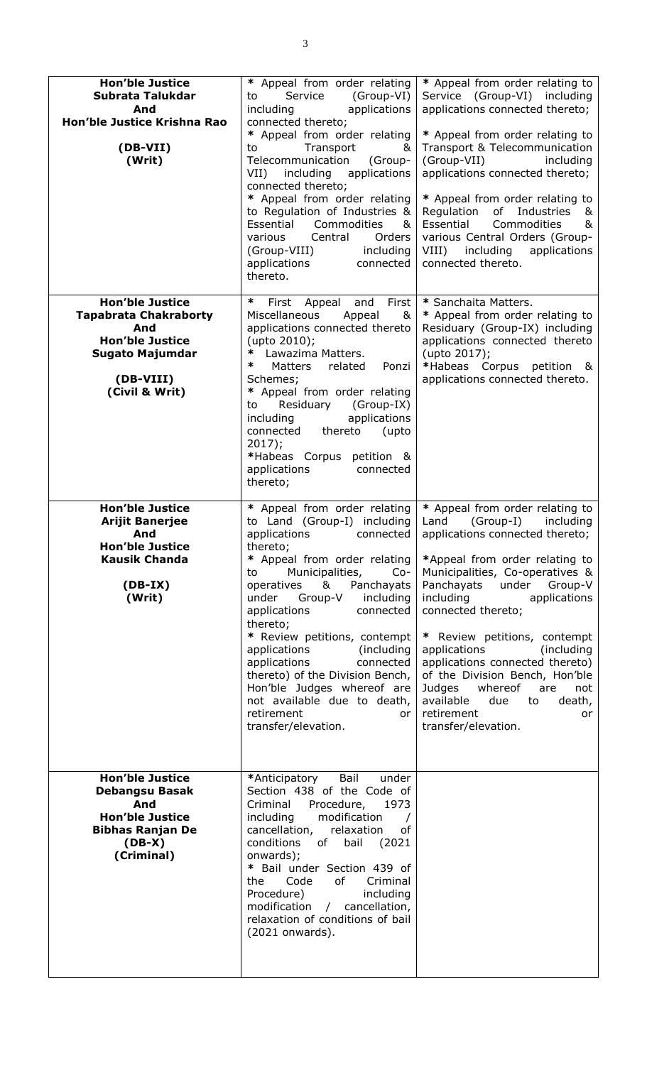| | | |
|---|---|---|
| **Hon'ble Justice Subrata Talukdar And Hon'ble Justice Krishna Rao (DB-VII) (Writ)** | * Appeal from order relating to Service (Group-VI) including applications connected thereto;<br>* Appeal from order relating to Transport & Telecommunication (Group-VII) including applications connected thereto;<br>* Appeal from order relating to Regulation of Industries & Essential Commodities & various Central Orders (Group-VIII) including applications connected thereto. | * Appeal from order relating to Service (Group-VI) including applications connected thereto;<br>* Appeal from order relating to Transport & Telecommunication (Group-VII) including applications connected thereto;<br>* Appeal from order relating to Regulation of Industries & Essential Commodities & various Central Orders (Group-VIII) including applications connected thereto. |
| **Hon'ble Justice Tapabrata Chakraborty And Hon'ble Justice Sugato Majumdar (DB-VIII) (Civil & Writ)** | * First Appeal and First Miscellaneous Appeal & applications connected thereto (upto 2010);<br>* Lawazima Matters.<br>* Matters related Ponzi Schemes;<br>* Appeal from order relating to Residuary (Group-IX) including applications connected thereto (upto 2017);<br>*Habeas Corpus petition & applications connected thereto; | * Sanchaita Matters.<br>* Appeal from order relating to Residuary (Group-IX) including applications connected thereto (upto 2017);<br>*Habeas Corpus petition & applications connected thereto. |
| **Hon'ble Justice Arijit Banerjee And Hon'ble Justice Kausik Chanda (DB-IX) (Writ)** | * Appeal from order relating to Land (Group-I) including applications connected thereto;<br>* Appeal from order relating to Municipalities, Co-operatives & Panchayats under Group-V including applications connected thereto;<br>* Review petitions, contempt applications (including applications connected thereto) of the Division Bench, Hon'ble Judges whereof are not available due to death, retirement or transfer/elevation. | * Appeal from order relating to Land (Group-I) including applications connected thereto;<br>*Appeal from order relating to Municipalities, Co-operatives & Panchayats under Group-V including applications connected thereto;<br>* Review petitions, contempt applications (including applications connected thereto) of the Division Bench, Hon'ble Judges whereof are not available due to death, retirement or transfer/elevation. |
| **Hon'ble Justice Debangsu Basak And Hon'ble Justice Bibhas Ranjan De (DB-X) (Criminal)** | *Anticipatory Bail under Section 438 of the Code of Criminal Procedure, 1973 including modification / cancellation, relaxation of conditions of bail (2021 onwards);<br>* Bail under Section 439 of the Code of Criminal Procedure) including modification / cancellation, relaxation of conditions of bail (2021 onwards). | |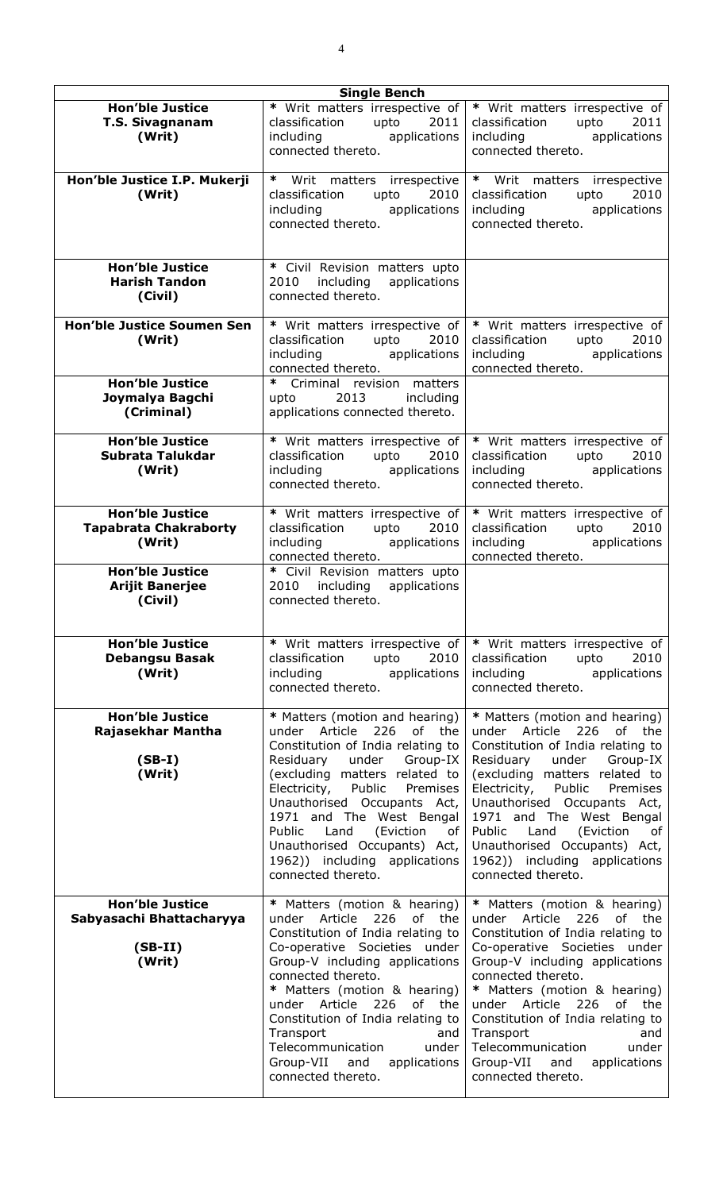| Single Bench | | |
|---|---|---|
| **Hon'ble Justice T.S. Sivagnanam (Writ)** | * Writ matters irrespective of classification upto 2011 including applications connected thereto. | * Writ matters irrespective of classification upto 2011 including applications connected thereto. |
| **Hon'ble Justice I.P. Mukerji (Writ)** | * Writ matters irrespective classification upto 2010 including applications connected thereto. | * Writ matters irrespective classification upto 2010 including applications connected thereto. |
| **Hon'ble Justice Harish Tandon (Civil)** | * Civil Revision matters upto 2010 including applications connected thereto. | |
| **Hon'ble Justice Soumen Sen (Writ)** | * Writ matters irrespective of classification upto 2010 including applications connected thereto. | * Writ matters irrespective of classification upto 2010 including applications connected thereto. |
| **Hon'ble Justice Joymalya Bagchi (Criminal)** | * Criminal revision matters upto 2013 including applications connected thereto. | |
| **Hon'ble Justice Subrata Talukdar (Writ)** | * Writ matters irrespective of classification upto 2010 including applications connected thereto. | * Writ matters irrespective of classification upto 2010 including applications connected thereto. |
| **Hon'ble Justice Tapabrata Chakraborty (Writ)** | * Writ matters irrespective of classification upto 2010 including applications connected thereto. | * Writ matters irrespective of classification upto 2010 including applications connected thereto. |
| **Hon'ble Justice Arijit Banerjee (Civil)** | * Civil Revision matters upto 2010 including applications connected thereto. | |
| **Hon'ble Justice Debangsu Basak (Writ)** | * Writ matters irrespective of classification upto 2010 including applications connected thereto. | * Writ matters irrespective of classification upto 2010 including applications connected thereto. |
| **Hon'ble Justice Rajasekhar Mantha (SB-I) (Writ)** | * Matters (motion and hearing) under Article 226 of the Constitution of India relating to Residuary under Group-IX (excluding matters related to Electricity, Public Premises Unauthorised Occupants Act, 1971 and The West Bengal Public Land (Eviction of Unauthorised Occupants) Act, 1962)) including applications connected thereto. | * Matters (motion and hearing) under Article 226 of the Constitution of India relating to Residuary under Group-IX (excluding matters related to Electricity, Public Premises Unauthorised Occupants Act, 1971 and The West Bengal Public Land (Eviction of Unauthorised Occupants) Act, 1962)) including applications connected thereto. |
| **Hon'ble Justice Sabyasachi Bhattacharyya (SB-II) (Writ)** | * Matters (motion & hearing) under Article 226 of the Constitution of India relating to Co-operative Societies under Group-V including applications connected thereto. * Matters (motion & hearing) under Article 226 of the Constitution of India relating to Transport and Telecommunication under Group-VII and applications connected thereto. | * Matters (motion & hearing) under Article 226 of the Constitution of India relating to Co-operative Societies under Group-V including applications connected thereto. * Matters (motion & hearing) under Article 226 of the Constitution of India relating to Transport and Telecommunication under Group-VII and applications connected thereto. |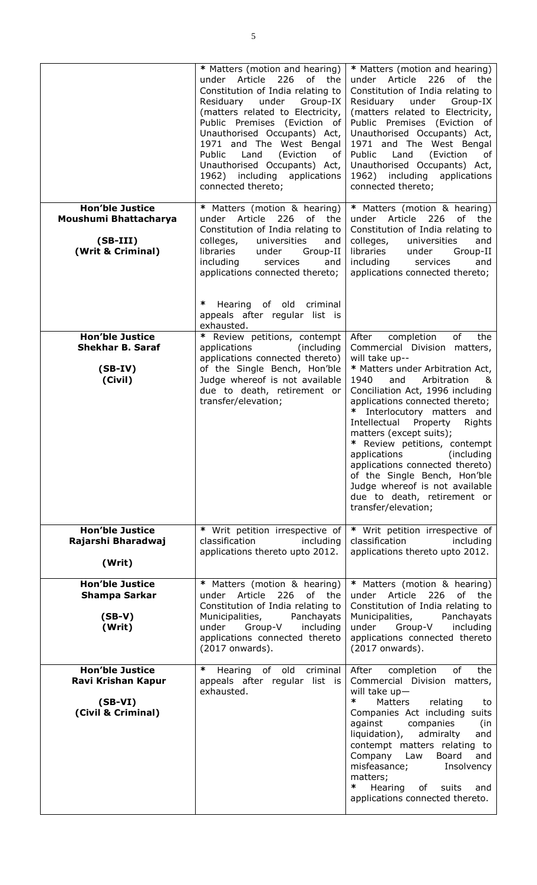| | | |
|---|---|---|
| | * Matters (motion and hearing) under Article 226 of the Constitution of India relating to Residuary under Group-IX (matters related to Electricity, Public Premises (Eviction of Unauthorised Occupants) Act, 1971 and The West Bengal Public Land (Eviction of Unauthorised Occupants) Act, 1962) including applications connected thereto; | * Matters (motion and hearing) under Article 226 of the Constitution of India relating to Residuary under Group-IX (matters related to Electricity, Public Premises (Eviction of Unauthorised Occupants) Act, 1971 and The West Bengal Public Land (Eviction of Unauthorised Occupants) Act, 1962) including applications connected thereto; |
| **Hon'ble Justice Moushumi Bhattacharya**<br><br>**(SB-III)**<br>**(Writ & Criminal)** | * Matters (motion & hearing) under Article 226 of the Constitution of India relating to colleges, universities and libraries under Group-II including services and applications connected thereto;<br><br>* Hearing of old criminal appeals after regular list is exhausted. | * Matters (motion & hearing) under Article 226 of the Constitution of India relating to colleges, universities and libraries under Group-II including services and applications connected thereto; |
| **Hon'ble Justice Shekhar B. Saraf**<br><br>**(SB-IV)**<br>**(Civil)** | * Review petitions, contempt applications (including applications connected thereto) of the Single Bench, Hon'ble Judge whereof is not available due to death, retirement or transfer/elevation; | After completion of the Commercial Division matters, will take up--<br>* Matters under Arbitration Act, 1940 and Arbitration & Conciliation Act, 1996 including applications connected thereto;<br>* Interlocutory matters and Intellectual Property Rights matters (except suits);<br>* Review petitions, contempt applications (including applications connected thereto) of the Single Bench, Hon'ble Judge whereof is not available due to death, retirement or transfer/elevation; |
| **Hon'ble Justice Rajarshi Bharadwaj**<br><br>**(Writ)** | * Writ petition irrespective of classification including applications thereto upto 2012. | * Writ petition irrespective of classification including applications thereto upto 2012. |
| **Hon'ble Justice Shampa Sarkar**<br><br>**(SB-V)**<br>**(Writ)** | * Matters (motion & hearing) under Article 226 of the Constitution of India relating to Municipalities, Panchayats under Group-V including applications connected thereto (2017 onwards). | * Matters (motion & hearing) under Article 226 of the Constitution of India relating to Municipalities, Panchayats under Group-V including applications connected thereto (2017 onwards). |
| **Hon'ble Justice Ravi Krishan Kapur**<br><br>**(SB-VI)**<br>**(Civil & Criminal)** | * Hearing of old criminal appeals after regular list is exhausted. | After completion of the Commercial Division matters, will take up—<br>* Matters relating to Companies Act including suits against companies (in liquidation), admiralty and contempt matters relating to Company Law Board and misfeasance; Insolvency matters;<br>* Hearing of suits and applications connected thereto. |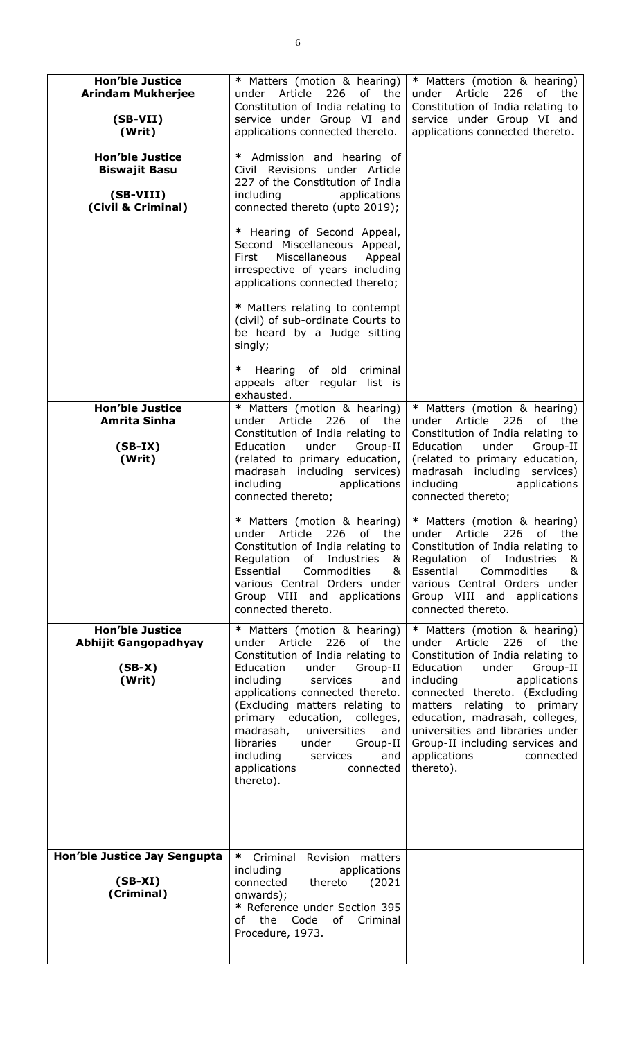| | | |
|---|---|---|
| **Hon'ble Justice Arindam Mukherjee**<br><br>**(SB-VII)**<br>**(Writ)** | * Matters (motion & hearing) under Article 226 of the Constitution of India relating to service under Group VI and applications connected thereto. | * Matters (motion & hearing) under Article 226 of the Constitution of India relating to service under Group VI and applications connected thereto. |
| **Hon'ble Justice Biswajit Basu**<br><br>**(SB-VIII)**<br>**(Civil & Criminal)** | * Admission and hearing of Civil Revisions under Article 227 of the Constitution of India including applications connected thereto (upto 2019);<br><br>* Hearing of Second Appeal, Second Miscellaneous Appeal, First Miscellaneous Appeal irrespective of years including applications connected thereto;<br><br>* Matters relating to contempt (civil) of sub-ordinate Courts to be heard by a Judge sitting singly;<br><br>* Hearing of old criminal appeals after regular list is exhausted. | |
| **Hon'ble Justice Amrita Sinha**<br><br>**(SB-IX)**<br>**(Writ)** | * Matters (motion & hearing) under Article 226 of the Constitution of India relating to Education under Group-II (related to primary education, madrasah including services) including applications connected thereto;<br><br>* Matters (motion & hearing) under Article 226 of the Constitution of India relating to Regulation of Industries & Essential Commodities & various Central Orders under Group VIII and applications connected thereto. | * Matters (motion & hearing) under Article 226 of the Constitution of India relating to Education under Group-II (related to primary education, madrasah including services) including applications connected thereto;<br><br>* Matters (motion & hearing) under Article 226 of the Constitution of India relating to Regulation of Industries & Essential Commodities & various Central Orders under Group VIII and applications connected thereto. |
| **Hon'ble Justice Abhijit Gangopadhyay**<br><br>**(SB-X)**<br>**(Writ)** | * Matters (motion & hearing) under Article 226 of the Constitution of India relating to Education under Group-II including services and applications connected thereto. (Excluding matters relating to primary education, colleges, madrasah, universities and libraries under Group-II including services and applications connected thereto). | * Matters (motion & hearing) under Article 226 of the Constitution of India relating to Education under Group-II including applications connected thereto. (Excluding matters relating to primary education, madrasah, colleges, universities and libraries under Group-II including services and applications connected thereto). |
| **Hon'ble Justice Jay Sengupta**<br><br>**(SB-XI)**<br>**(Criminal)** | * Criminal Revision matters including applications connected thereto (2021 onwards);<br>* Reference under Section 395 of the Code of Criminal Procedure, 1973. | |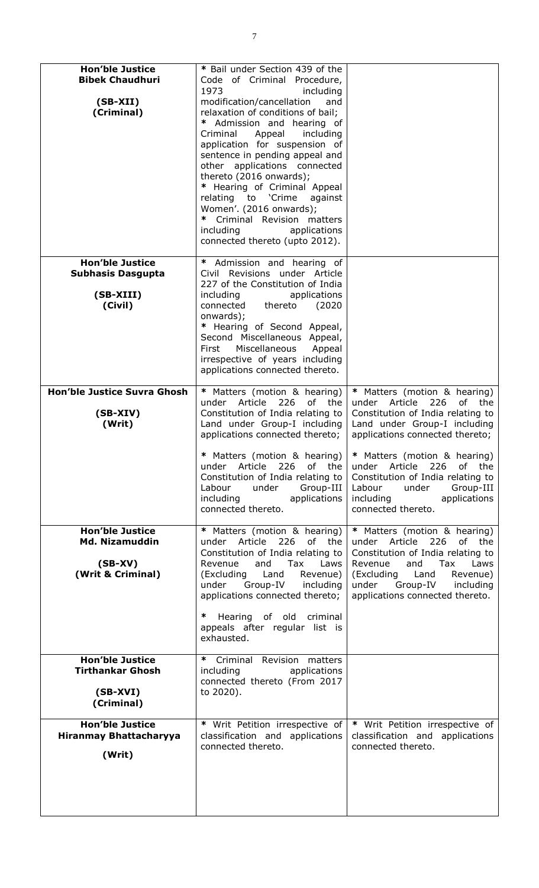| | | |
|---|---|---|
| **Hon'ble Justice Bibek Chaudhuri**<br><br>**(SB-XII)**<br>**(Criminal)** | * Bail under Section 439 of the Code of Criminal Procedure, 1973 including modification/cancellation and relaxation of conditions of bail;<br>* Admission and hearing of Criminal Appeal including application for suspension of sentence in pending appeal and other applications connected thereto (2016 onwards);<br>* Hearing of Criminal Appeal relating to 'Crime against Women'. (2016 onwards);<br>* Criminal Revision matters including applications connected thereto (upto 2012). | |
| **Hon'ble Justice Subhasis Dasgupta**<br><br>**(SB-XIII)**<br>**(Civil)** | * Admission and hearing of Civil Revisions under Article 227 of the Constitution of India including applications connected thereto (2020 onwards);<br>* Hearing of Second Appeal, Second Miscellaneous Appeal, First Miscellaneous Appeal irrespective of years including applications connected thereto. | |
| **Hon'ble Justice Suvra Ghosh**<br><br>**(SB-XIV)**<br>**(Writ)** | * Matters (motion & hearing) under Article 226 of the Constitution of India relating to Land under Group-I including applications connected thereto;<br><br>* Matters (motion & hearing) under Article 226 of the Constitution of India relating to Labour under Group-III including applications connected thereto. | * Matters (motion & hearing) under Article 226 of the Constitution of India relating to Land under Group-I including applications connected thereto;<br><br>* Matters (motion & hearing) under Article 226 of the Constitution of India relating to Labour under Group-III including applications connected thereto. |
| **Hon'ble Justice Md. Nizamuddin**<br><br>**(SB-XV)**<br>**(Writ & Criminal)** | * Matters (motion & hearing) under Article 226 of the Constitution of India relating to Revenue and Tax Laws (Excluding Land Revenue) under Group-IV including applications connected thereto;<br><br>* Hearing of old criminal appeals after regular list is exhausted. | * Matters (motion & hearing) under Article 226 of the Constitution of India relating to Revenue and Tax Laws (Excluding Land Revenue) under Group-IV including applications connected thereto. |
| **Hon'ble Justice Tirthankar Ghosh**<br><br>**(SB-XVI)**<br>**(Criminal)** | * Criminal Revision matters including applications connected thereto (From 2017 to 2020). | |
| **Hon'ble Justice Hiranmay Bhattacharyya**<br><br>**(Writ)** | * Writ Petition irrespective of classification and applications connected thereto. | * Writ Petition irrespective of classification and applications connected thereto. |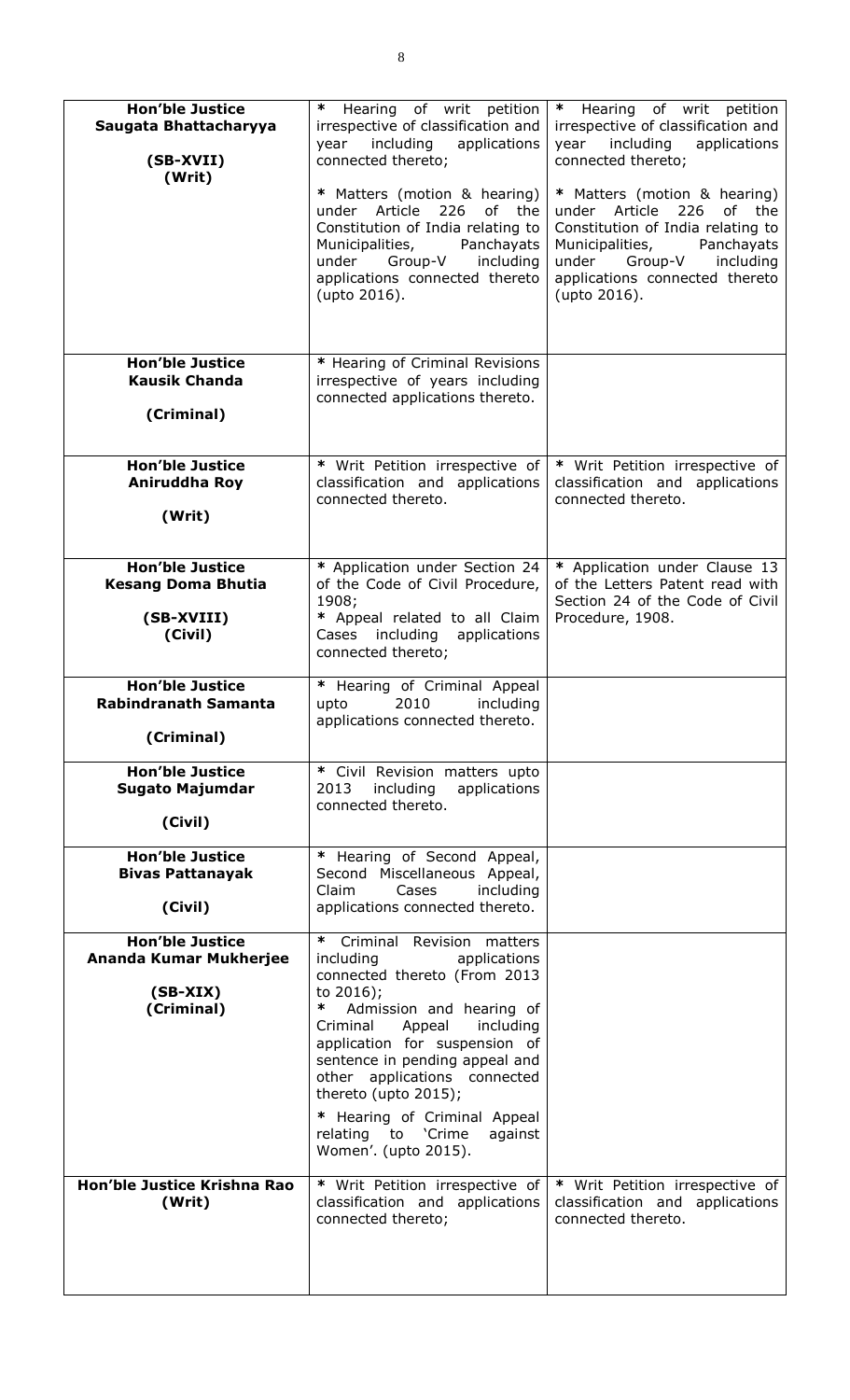| | | |
|---|---|---|
| **Hon'ble Justice Saugata Bhattacharyya**<br><br>**(SB-XVII)**<br>**(Writ)** | * Hearing of writ petition irrespective of classification and year including applications connected thereto;<br><br>* Matters (motion & hearing) under Article 226 of the Constitution of India relating to Municipalities, Panchayats under Group-V including applications connected thereto (upto 2016). | * Hearing of writ petition irrespective of classification and year including applications connected thereto;<br><br>* Matters (motion & hearing) under Article 226 of the Constitution of India relating to Municipalities, Panchayats under Group-V including applications connected thereto (upto 2016). |
| **Hon'ble Justice Kausik Chanda**<br><br>**(Criminal)** | * Hearing of Criminal Revisions irrespective of years including connected applications thereto. | |
| **Hon'ble Justice Aniruddha Roy**<br><br>**(Writ)** | * Writ Petition irrespective of classification and applications connected thereto. | * Writ Petition irrespective of classification and applications connected thereto. |
| **Hon'ble Justice Kesang Doma Bhutia**<br><br>**(SB-XVIII)**<br>**(Civil)** | * Application under Section 24 of the Code of Civil Procedure, 1908;<br>* Appeal related to all Claim Cases including applications connected thereto; | * Application under Clause 13 of the Letters Patent read with Section 24 of the Code of Civil Procedure, 1908. |
| **Hon'ble Justice Rabindranath Samanta**<br><br>**(Criminal)** | * Hearing of Criminal Appeal upto 2010 including applications connected thereto. | |
| **Hon'ble Justice Sugato Majumdar**<br><br>**(Civil)** | * Civil Revision matters upto 2013 including applications connected thereto. | |
| **Hon'ble Justice Bivas Pattanayak**<br><br>**(Civil)** | * Hearing of Second Appeal, Second Miscellaneous Appeal, Claim Cases including applications connected thereto. | |
| **Hon'ble Justice Ananda Kumar Mukherjee**<br><br>**(SB-XIX)**<br>**(Criminal)** | * Criminal Revision matters including applications connected thereto (From 2013 to 2016);<br>* Admission and hearing of Criminal Appeal including application for suspension of sentence in pending appeal and other applications connected thereto (upto 2015);<br><br>* Hearing of Criminal Appeal relating to 'Crime against Women'. (upto 2015). | |
| **Hon'ble Justice Krishna Rao**<br>**(Writ)** | * Writ Petition irrespective of classification and applications connected thereto; | * Writ Petition irrespective of classification and applications connected thereto. |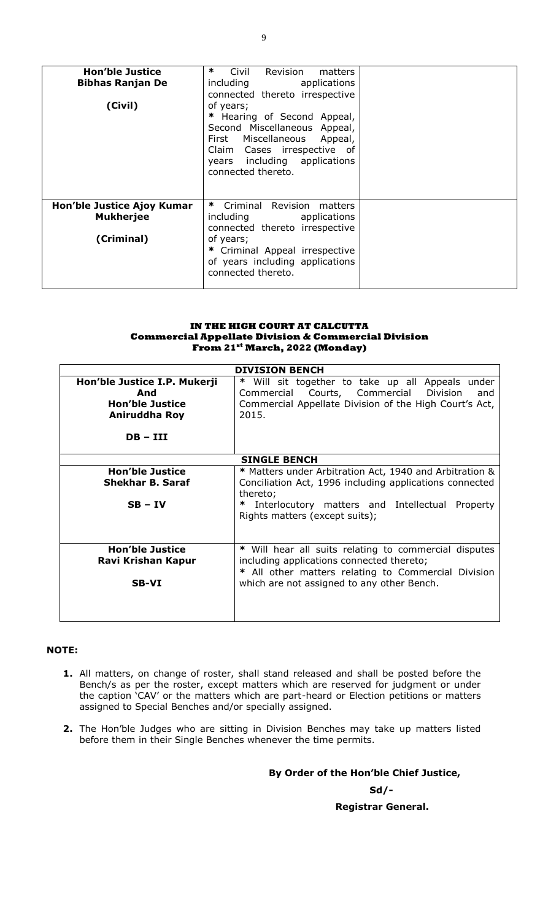| | | |
|---|---|---|
| **Hon'ble Justice Bibhas Ranjan De**<br><br>**(Civil)** | * Civil Revision matters including applications connected thereto irrespective of years;<br>* Hearing of Second Appeal, Second Miscellaneous Appeal, First Miscellaneous Appeal, Claim Cases irrespective of years including applications connected thereto. | |
| **Hon'ble Justice Ajoy Kumar Mukherjee**<br><br>**(Criminal)** | * Criminal Revision matters including applications connected thereto irrespective of years;<br>* Criminal Appeal irrespective of years including applications connected thereto. | |

**IN THE HIGH COURT AT CALCUTTA**
**Commercial Appellate Division & Commercial Division**
**From 21st March, 2022 (Monday)**

| | |
|---|---|
| **DIVISION BENCH** | |
| **Hon'ble Justice I.P. Mukerji**<br>**And**<br>**Hon'ble Justice Aniruddha Roy**<br><br>**DB – III** | * Will sit together to take up all Appeals under Commercial Courts, Commercial Division and Commercial Appellate Division of the High Court's Act, 2015. |
| **SINGLE BENCH** | |
| **Hon'ble Justice Shekhar B. Saraf**<br><br>**SB – IV** | * Matters under Arbitration Act, 1940 and Arbitration & Conciliation Act, 1996 including applications connected thereto;<br>* Interlocutory matters and Intellectual Property Rights matters (except suits); |
| **Hon'ble Justice Ravi Krishan Kapur**<br><br>**SB-VI** | * Will hear all suits relating to commercial disputes including applications connected thereto;<br>* All other matters relating to Commercial Division which are not assigned to any other Bench. |

**NOTE:**

1. All matters, on change of roster, shall stand released and shall be posted before the Bench/s as per the roster, except matters which are reserved for judgment or under the caption 'CAV' or the matters which are part-heard or Election petitions or matters assigned to Special Benches and/or specially assigned.

2. The Hon'ble Judges who are sitting in Division Benches may take up matters listed before them in their Single Benches whenever the time permits.

**By Order of the Hon'ble Chief Justice,**

**Sd/-**

**Registrar General.**